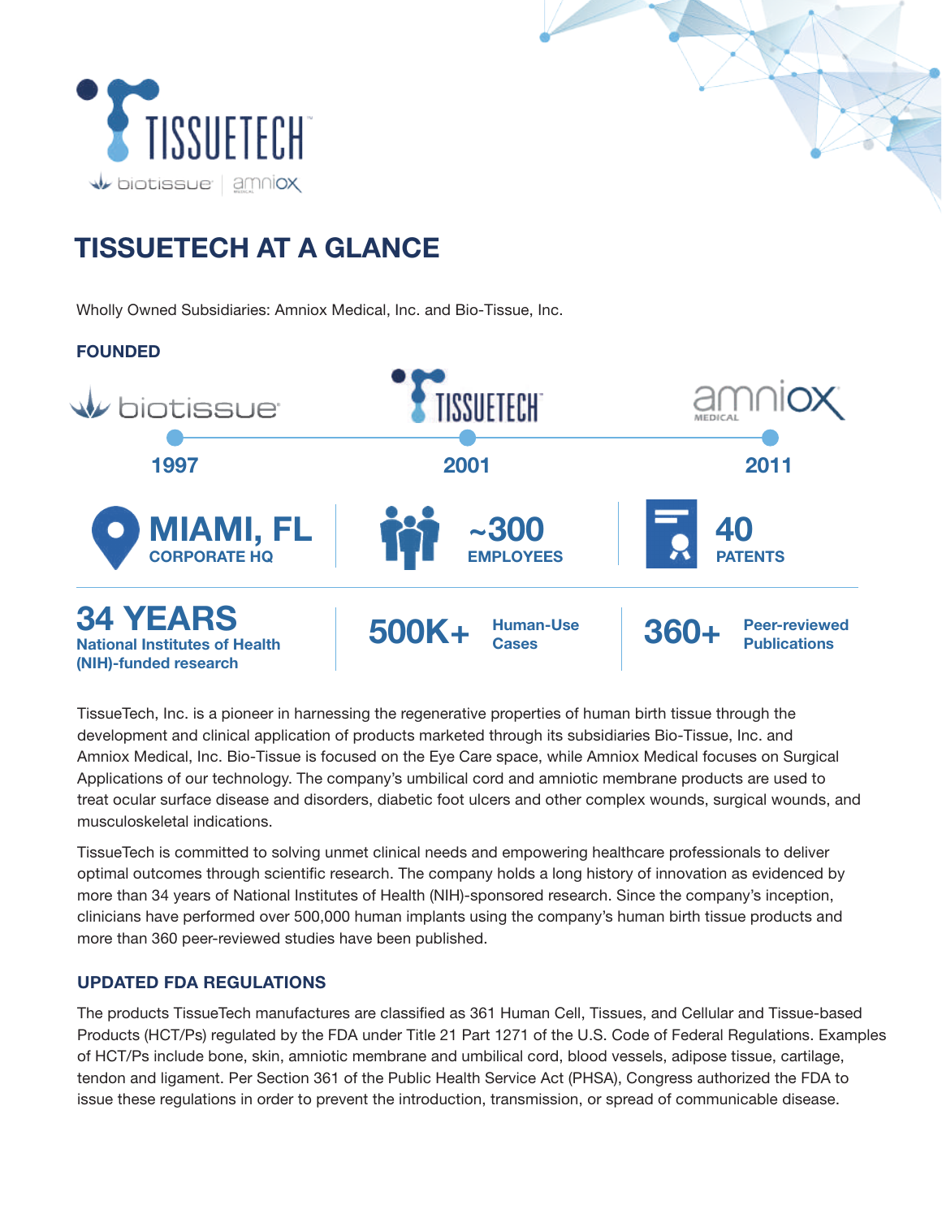TISSUETECH

biotissue | amniox

# TISSUETECH AT A GLANCE

Wholly Owned Subsidiaries: Amniox Medical, Inc. and Bio-Tissue, Inc.

### FOUNDED

| biotissue | TISSUETECH | amniox MEDICAL |
|---|---|---|
| 1997 | 2001 | 2011 |

**MIAMI, FL**
CORPORATE HQ

**~300**
EMPLOYEES

**40**
PATENTS

**34 YEARS**
National Institutes of Health (NIH)-funded research

**500K+** Human-Use Cases

**360+** Peer-reviewed Publications

TissueTech, Inc. is a pioneer in harnessing the regenerative properties of human birth tissue through the development and clinical application of products marketed through its subsidiaries Bio-Tissue, Inc. and Amniox Medical, Inc. Bio-Tissue is focused on the Eye Care space, while Amniox Medical focuses on Surgical Applications of our technology. The company's umbilical cord and amniotic membrane products are used to treat ocular surface disease and disorders, diabetic foot ulcers and other complex wounds, surgical wounds, and musculoskeletal indications.

TissueTech is committed to solving unmet clinical needs and empowering healthcare professionals to deliver optimal outcomes through scientific research. The company holds a long history of innovation as evidenced by more than 34 years of National Institutes of Health (NIH)-sponsored research. Since the company's inception, clinicians have performed over 500,000 human implants using the company's human birth tissue products and more than 360 peer-reviewed studies have been published.

### UPDATED FDA REGULATIONS

The products TissueTech manufactures are classified as 361 Human Cell, Tissues, and Cellular and Tissue-based Products (HCT/Ps) regulated by the FDA under Title 21 Part 1271 of the U.S. Code of Federal Regulations. Examples of HCT/Ps include bone, skin, amniotic membrane and umbilical cord, blood vessels, adipose tissue, cartilage, tendon and ligament. Per Section 361 of the Public Health Service Act (PHSA), Congress authorized the FDA to issue these regulations in order to prevent the introduction, transmission, or spread of communicable disease.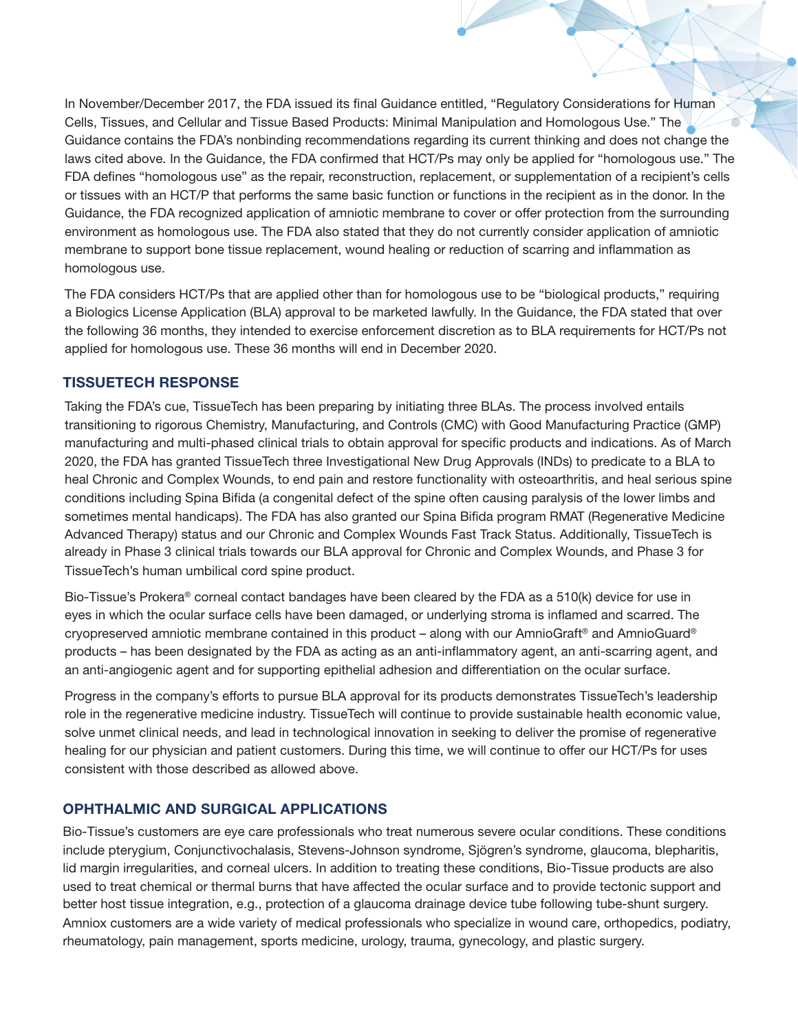In November/December 2017, the FDA issued its final Guidance entitled, "Regulatory Considerations for Human Cells, Tissues, and Cellular and Tissue Based Products: Minimal Manipulation and Homologous Use." The Guidance contains the FDA's nonbinding recommendations regarding its current thinking and does not change the laws cited above. In the Guidance, the FDA confirmed that HCT/Ps may only be applied for "homologous use." The FDA defines "homologous use" as the repair, reconstruction, replacement, or supplementation of a recipient's cells or tissues with an HCT/P that performs the same basic function or functions in the recipient as in the donor. In the Guidance, the FDA recognized application of amniotic membrane to cover or offer protection from the surrounding environment as homologous use. The FDA also stated that they do not currently consider application of amniotic membrane to support bone tissue replacement, wound healing or reduction of scarring and inflammation as homologous use.

The FDA considers HCT/Ps that are applied other than for homologous use to be "biological products," requiring a Biologics License Application (BLA) approval to be marketed lawfully. In the Guidance, the FDA stated that over the following 36 months, they intended to exercise enforcement discretion as to BLA requirements for HCT/Ps not applied for homologous use. These 36 months will end in December 2020.

## TISSUETECH RESPONSE

Taking the FDA's cue, TissueTech has been preparing by initiating three BLAs. The process involved entails transitioning to rigorous Chemistry, Manufacturing, and Controls (CMC) with Good Manufacturing Practice (GMP) manufacturing and multi-phased clinical trials to obtain approval for specific products and indications. As of March 2020, the FDA has granted TissueTech three Investigational New Drug Approvals (INDs) to predicate to a BLA to heal Chronic and Complex Wounds, to end pain and restore functionality with osteoarthritis, and heal serious spine conditions including Spina Bifida (a congenital defect of the spine often causing paralysis of the lower limbs and sometimes mental handicaps). The FDA has also granted our Spina Bifida program RMAT (Regenerative Medicine Advanced Therapy) status and our Chronic and Complex Wounds Fast Track Status. Additionally, TissueTech is already in Phase 3 clinical trials towards our BLA approval for Chronic and Complex Wounds, and Phase 3 for TissueTech's human umbilical cord spine product.

Bio-Tissue's Prokera® corneal contact bandages have been cleared by the FDA as a 510(k) device for use in eyes in which the ocular surface cells have been damaged, or underlying stroma is inflamed and scarred. The cryopreserved amniotic membrane contained in this product – along with our AmnioGraft® and AmnioGuard® products – has been designated by the FDA as acting as an anti-inflammatory agent, an anti-scarring agent, and an anti-angiogenic agent and for supporting epithelial adhesion and differentiation on the ocular surface.

Progress in the company's efforts to pursue BLA approval for its products demonstrates TissueTech's leadership role in the regenerative medicine industry. TissueTech will continue to provide sustainable health economic value, solve unmet clinical needs, and lead in technological innovation in seeking to deliver the promise of regenerative healing for our physician and patient customers. During this time, we will continue to offer our HCT/Ps for uses consistent with those described as allowed above.

## OPHTHALMIC AND SURGICAL APPLICATIONS

Bio-Tissue's customers are eye care professionals who treat numerous severe ocular conditions. These conditions include pterygium, Conjunctivochalasis, Stevens-Johnson syndrome, Sjögren's syndrome, glaucoma, blepharitis, lid margin irregularities, and corneal ulcers. In addition to treating these conditions, Bio-Tissue products are also used to treat chemical or thermal burns that have affected the ocular surface and to provide tectonic support and better host tissue integration, e.g., protection of a glaucoma drainage device tube following tube-shunt surgery. Amniox customers are a wide variety of medical professionals who specialize in wound care, orthopedics, podiatry, rheumatology, pain management, sports medicine, urology, trauma, gynecology, and plastic surgery.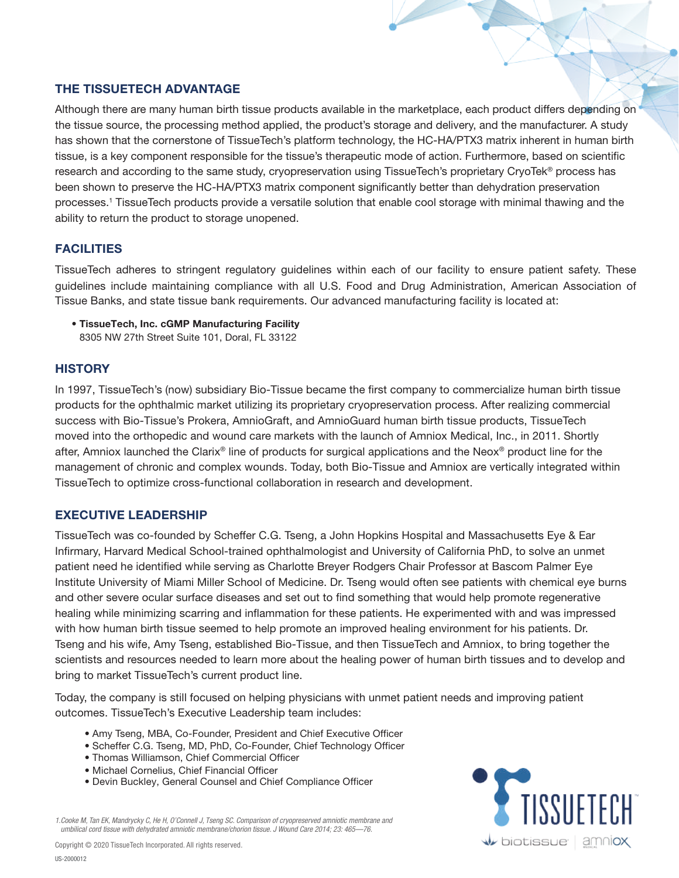## THE TISSUETECH ADVANTAGE

Although there are many human birth tissue products available in the marketplace, each product differs depending on the tissue source, the processing method applied, the product's storage and delivery, and the manufacturer. A study has shown that the cornerstone of TissueTech's platform technology, the HC-HA/PTX3 matrix inherent in human birth tissue, is a key component responsible for the tissue's therapeutic mode of action. Furthermore, based on scientific research and according to the same study, cryopreservation using TissueTech's proprietary CryoTek® process has been shown to preserve the HC-HA/PTX3 matrix component significantly better than dehydration preservation processes.[1] TissueTech products provide a versatile solution that enable cool storage with minimal thawing and the ability to return the product to storage unopened.

## FACILITIES

TissueTech adheres to stringent regulatory guidelines within each of our facility to ensure patient safety. These guidelines include maintaining compliance with all U.S. Food and Drug Administration, American Association of Tissue Banks, and state tissue bank requirements. Our advanced manufacturing facility is located at:

- **TissueTech, Inc. cGMP Manufacturing Facility**
  8305 NW 27th Street Suite 101, Doral, FL 33122

## HISTORY

In 1997, TissueTech's (now) subsidiary Bio-Tissue became the first company to commercialize human birth tissue products for the ophthalmic market utilizing its proprietary cryopreservation process. After realizing commercial success with Bio-Tissue's Prokera, AmnioGraft, and AmnioGuard human birth tissue products, TissueTech moved into the orthopedic and wound care markets with the launch of Amniox Medical, Inc., in 2011. Shortly after, Amniox launched the Clarix® line of products for surgical applications and the Neox® product line for the management of chronic and complex wounds. Today, both Bio-Tissue and Amniox are vertically integrated within TissueTech to optimize cross-functional collaboration in research and development.

## EXECUTIVE LEADERSHIP

TissueTech was co-founded by Scheffer C.G. Tseng, a John Hopkins Hospital and Massachusetts Eye & Ear Infirmary, Harvard Medical School-trained ophthalmologist and University of California PhD, to solve an unmet patient need he identified while serving as Charlotte Breyer Rodgers Chair Professor at Bascom Palmer Eye Institute University of Miami Miller School of Medicine. Dr. Tseng would often see patients with chemical eye burns and other severe ocular surface diseases and set out to find something that would help promote regenerative healing while minimizing scarring and inflammation for these patients. He experimented with and was impressed with how human birth tissue seemed to help promote an improved healing environment for his patients. Dr. Tseng and his wife, Amy Tseng, established Bio-Tissue, and then TissueTech and Amniox, to bring together the scientists and resources needed to learn more about the healing power of human birth tissues and to develop and bring to market TissueTech's current product line.

Today, the company is still focused on helping physicians with unmet patient needs and improving patient outcomes. TissueTech's Executive Leadership team includes:

- Amy Tseng, MBA, Co-Founder, President and Chief Executive Officer
- Scheffer C.G. Tseng, MD, PhD, Co-Founder, Chief Technology Officer
- Thomas Williamson, Chief Commercial Officer
- Michael Cornelius, Chief Financial Officer
- Devin Buckley, General Counsel and Chief Compliance Officer

*1. Cooke M, Tan EK, Mandrycky C, He H, O'Connell J, Tseng SC. Comparison of cryopreserved amniotic membrane and umbilical cord tissue with dehydrated amniotic membrane/chorion tissue. J Wound Care 2014; 23: 465—76.*

TISSUETECH™
biotissue | amniox

Copyright © 2020 TissueTech Incorporated. All rights reserved.

US-2000012